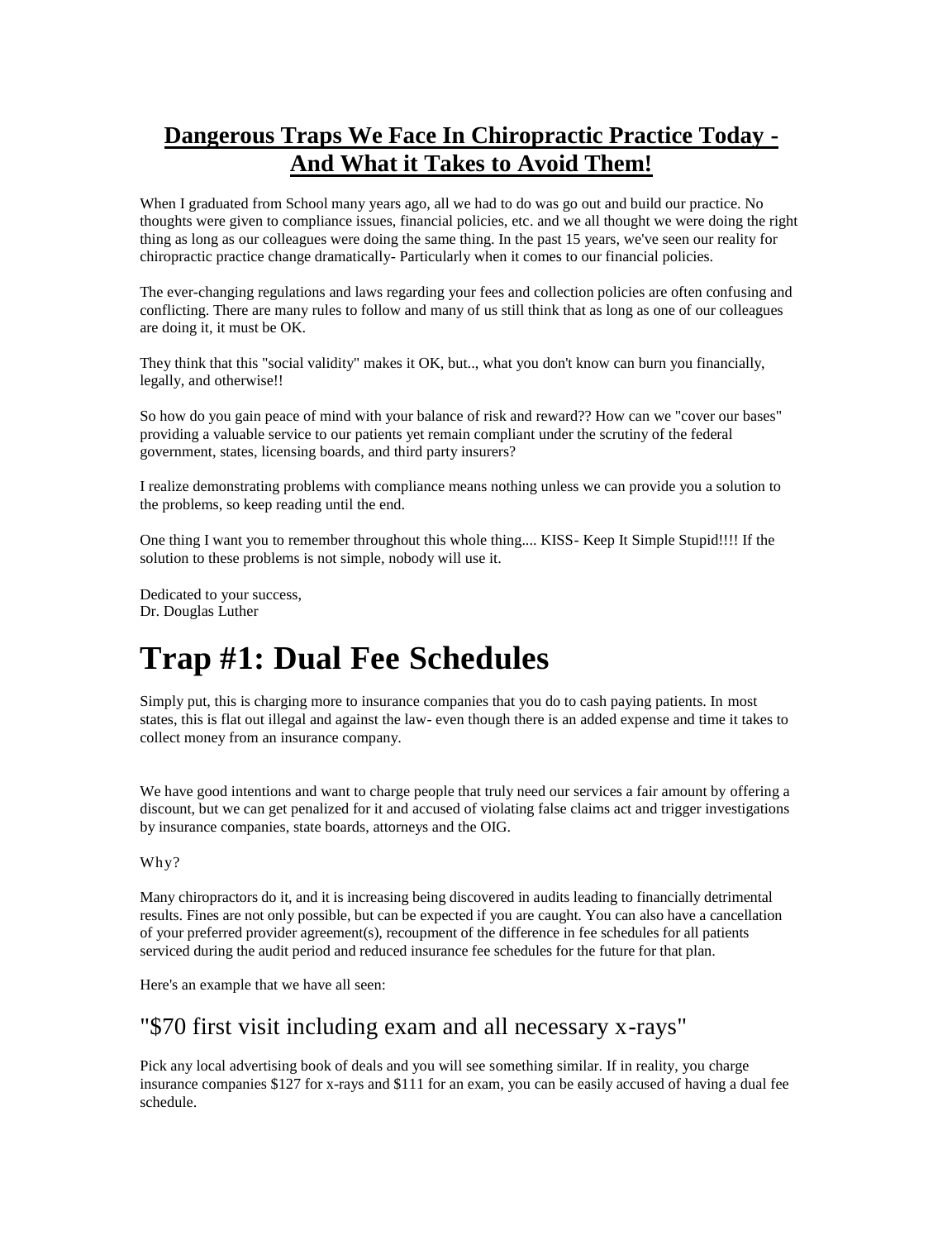# **Dangerous Traps We Face In Chiropractic Practice Today - And What it Takes to Avoid Them!**

When I graduated from School many years ago, all we had to do was go out and build our practice. No thoughts were given to compliance issues, financial policies, etc. and we all thought we were doing the right thing as long as our colleagues were doing the same thing. In the past 15 years, we've seen our reality for chiropractic practice change dramatically- Particularly when it comes to our financial policies.

The ever-changing regulations and laws regarding your fees and collection policies are often confusing and conflicting. There are many rules to follow and many of us still think that as long as one of our colleagues are doing it, it must be OK.

They think that this "social validity" makes it OK, but.., what you don't know can burn you financially, legally, and otherwise!!

So how do you gain peace of mind with your balance of risk and reward?? How can we "cover our bases" providing a valuable service to our patients yet remain compliant under the scrutiny of the federal government, states, licensing boards, and third party insurers?

I realize demonstrating problems with compliance means nothing unless we can provide you a solution to the problems, so keep reading until the end.

One thing I want you to remember throughout this whole thing.... KISS- Keep It Simple Stupid!!!! If the solution to these problems is not simple, nobody will use it.

Dedicated to your success,
Dr. Douglas Luther

# Trap #1: Dual Fee Schedules

Simply put, this is charging more to insurance companies that you do to cash paying patients. In most states, this is flat out illegal and against the law- even though there is an added expense and time it takes to collect money from an insurance company.

We have good intentions and want to charge people that truly need our services a fair amount by offering a discount, but we can get penalized for it and accused of violating false claims act and trigger investigations by insurance companies, state boards, attorneys and the OIG.

Why?

Many chiropractors do it, and it is increasing being discovered in audits leading to financially detrimental results. Fines are not only possible, but can be expected if you are caught. You can also have a cancellation of your preferred provider agreement(s), recoupment of the difference in fee schedules for all patients serviced during the audit period and reduced insurance fee schedules for the future for that plan.

Here's an example that we have all seen:

## "$70 first visit including exam and all necessary x-rays"

Pick any local advertising book of deals and you will see something similar. If in reality, you charge insurance companies $127 for x-rays and $111 for an exam, you can be easily accused of having a dual fee schedule.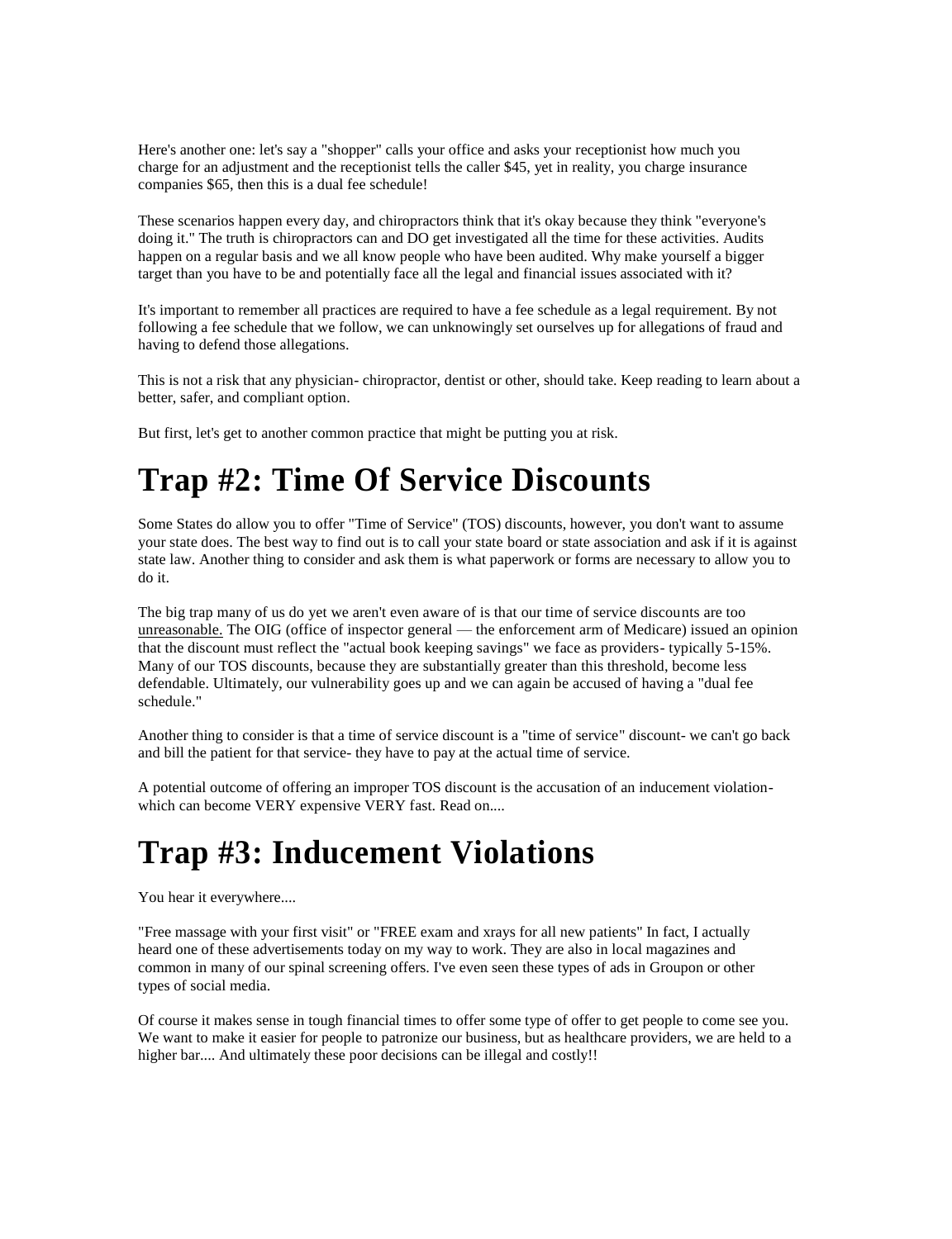Here's another one: let's say a "shopper" calls your office and asks your receptionist how much you charge for an adjustment and the receptionist tells the caller $45, yet in reality, you charge insurance companies $65, then this is a dual fee schedule!

These scenarios happen every day, and chiropractors think that it's okay because they think "everyone's doing it." The truth is chiropractors can and DO get investigated all the time for these activities. Audits happen on a regular basis and we all know people who have been audited. Why make yourself a bigger target than you have to be and potentially face all the legal and financial issues associated with it?

It's important to remember all practices are required to have a fee schedule as a legal requirement. By not following a fee schedule that we follow, we can unknowingly set ourselves up for allegations of fraud and having to defend those allegations.

This is not a risk that any physician- chiropractor, dentist or other, should take. Keep reading to learn about a better, safer, and compliant option.

But first, let's get to another common practice that might be putting you at risk.

# Trap #2: Time Of Service Discounts

Some States do allow you to offer "Time of Service" (TOS) discounts, however, you don't want to assume your state does. The best way to find out is to call your state board or state association and ask if it is against state law. Another thing to consider and ask them is what paperwork or forms are necessary to allow you to do it.

The big trap many of us do yet we aren't even aware of is that our time of service discounts are too unreasonable. The OIG (office of inspector general — the enforcement arm of Medicare) issued an opinion that the discount must reflect the "actual book keeping savings" we face as providers- typically 5-15%. Many of our TOS discounts, because they are substantially greater than this threshold, become less defendable. Ultimately, our vulnerability goes up and we can again be accused of having a "dual fee schedule."

Another thing to consider is that a time of service discount is a "time of service" discount- we can't go back and bill the patient for that service- they have to pay at the actual time of service.

A potential outcome of offering an improper TOS discount is the accusation of an inducement violation- which can become VERY expensive VERY fast. Read on....

# Trap #3: Inducement Violations

You hear it everywhere....

"Free massage with your first visit" or "FREE exam and xrays for all new patients" In fact, I actually heard one of these advertisements today on my way to work. They are also in local magazines and common in many of our spinal screening offers. I've even seen these types of ads in Groupon or other types of social media.

Of course it makes sense in tough financial times to offer some type of offer to get people to come see you. We want to make it easier for people to patronize our business, but as healthcare providers, we are held to a higher bar.... And ultimately these poor decisions can be illegal and costly!!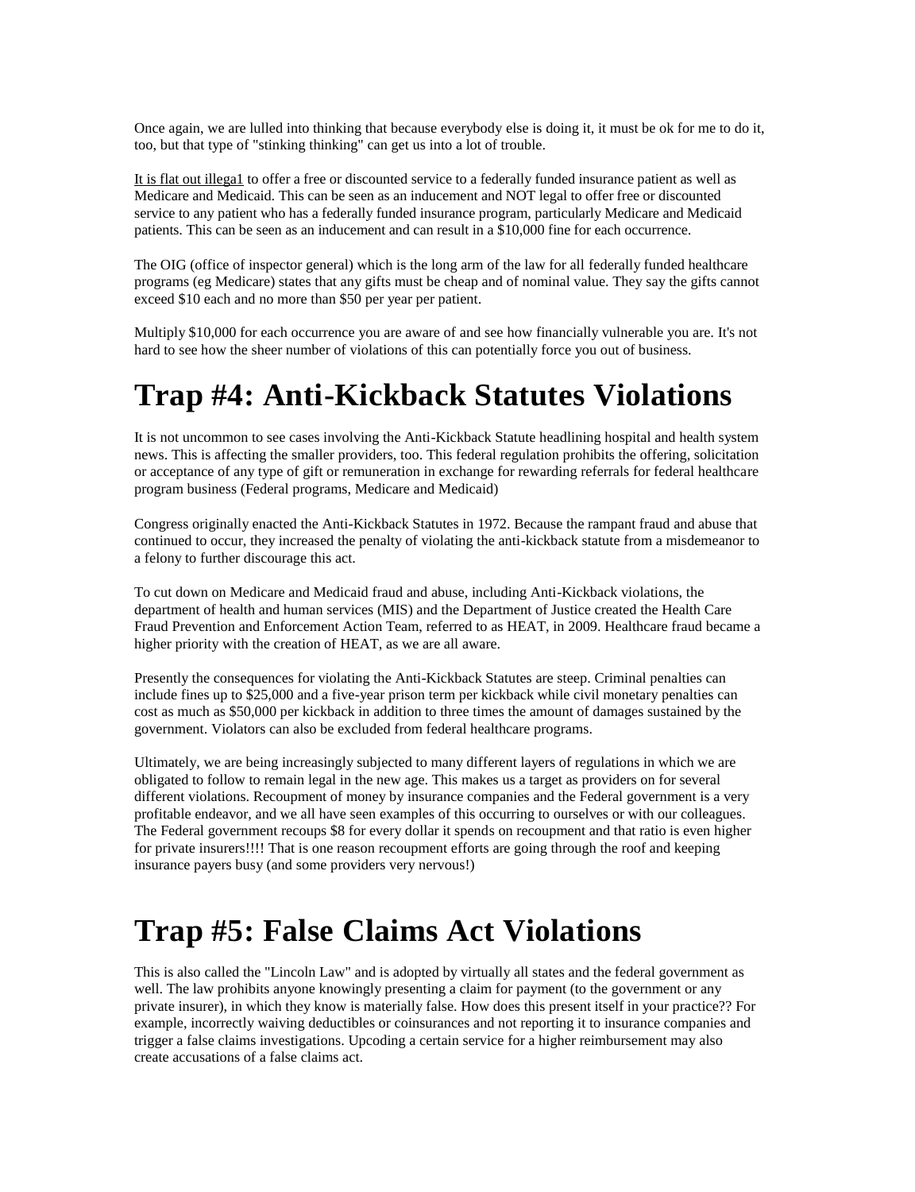Once again, we are lulled into thinking that because everybody else is doing it, it must be ok for me to do it, too, but that type of "stinking thinking" can get us into a lot of trouble.

It is flat out illega1 to offer a free or discounted service to a federally funded insurance patient as well as Medicare and Medicaid. This can be seen as an inducement and NOT legal to offer free or discounted service to any patient who has a federally funded insurance program, particularly Medicare and Medicaid patients. This can be seen as an inducement and can result in a $10,000 fine for each occurrence.

The OIG (office of inspector general) which is the long arm of the law for all federally funded healthcare programs (eg Medicare) states that any gifts must be cheap and of nominal value. They say the gifts cannot exceed $10 each and no more than $50 per year per patient.

Multiply $10,000 for each occurrence you are aware of and see how financially vulnerable you are. It's not hard to see how the sheer number of violations of this can potentially force you out of business.

# Trap #4: Anti-Kickback Statutes Violations

It is not uncommon to see cases involving the Anti-Kickback Statute headlining hospital and health system news. This is affecting the smaller providers, too. This federal regulation prohibits the offering, solicitation or acceptance of any type of gift or remuneration in exchange for rewarding referrals for federal healthcare program business (Federal programs, Medicare and Medicaid)

Congress originally enacted the Anti-Kickback Statutes in 1972. Because the rampant fraud and abuse that continued to occur, they increased the penalty of violating the anti-kickback statute from a misdemeanor to a felony to further discourage this act.

To cut down on Medicare and Medicaid fraud and abuse, including Anti-Kickback violations, the department of health and human services (MIS) and the Department of Justice created the Health Care Fraud Prevention and Enforcement Action Team, referred to as HEAT, in 2009. Healthcare fraud became a higher priority with the creation of HEAT, as we are all aware.

Presently the consequences for violating the Anti-Kickback Statutes are steep. Criminal penalties can include fines up to $25,000 and a five-year prison term per kickback while civil monetary penalties can cost as much as $50,000 per kickback in addition to three times the amount of damages sustained by the government. Violators can also be excluded from federal healthcare programs.

Ultimately, we are being increasingly subjected to many different layers of regulations in which we are obligated to follow to remain legal in the new age. This makes us a target as providers on for several different violations. Recoupment of money by insurance companies and the Federal government is a very profitable endeavor, and we all have seen examples of this occurring to ourselves or with our colleagues. The Federal government recoups $8 for every dollar it spends on recoupment and that ratio is even higher for private insurers!!!! That is one reason recoupment efforts are going through the roof and keeping insurance payers busy (and some providers very nervous!)

# Trap #5: False Claims Act Violations

This is also called the "Lincoln Law" and is adopted by virtually all states and the federal government as well. The law prohibits anyone knowingly presenting a claim for payment (to the government or any private insurer), in which they know is materially false. How does this present itself in your practice?? For example, incorrectly waiving deductibles or coinsurances and not reporting it to insurance companies and trigger a false claims investigations. Upcoding a certain service for a higher reimbursement may also create accusations of a false claims act.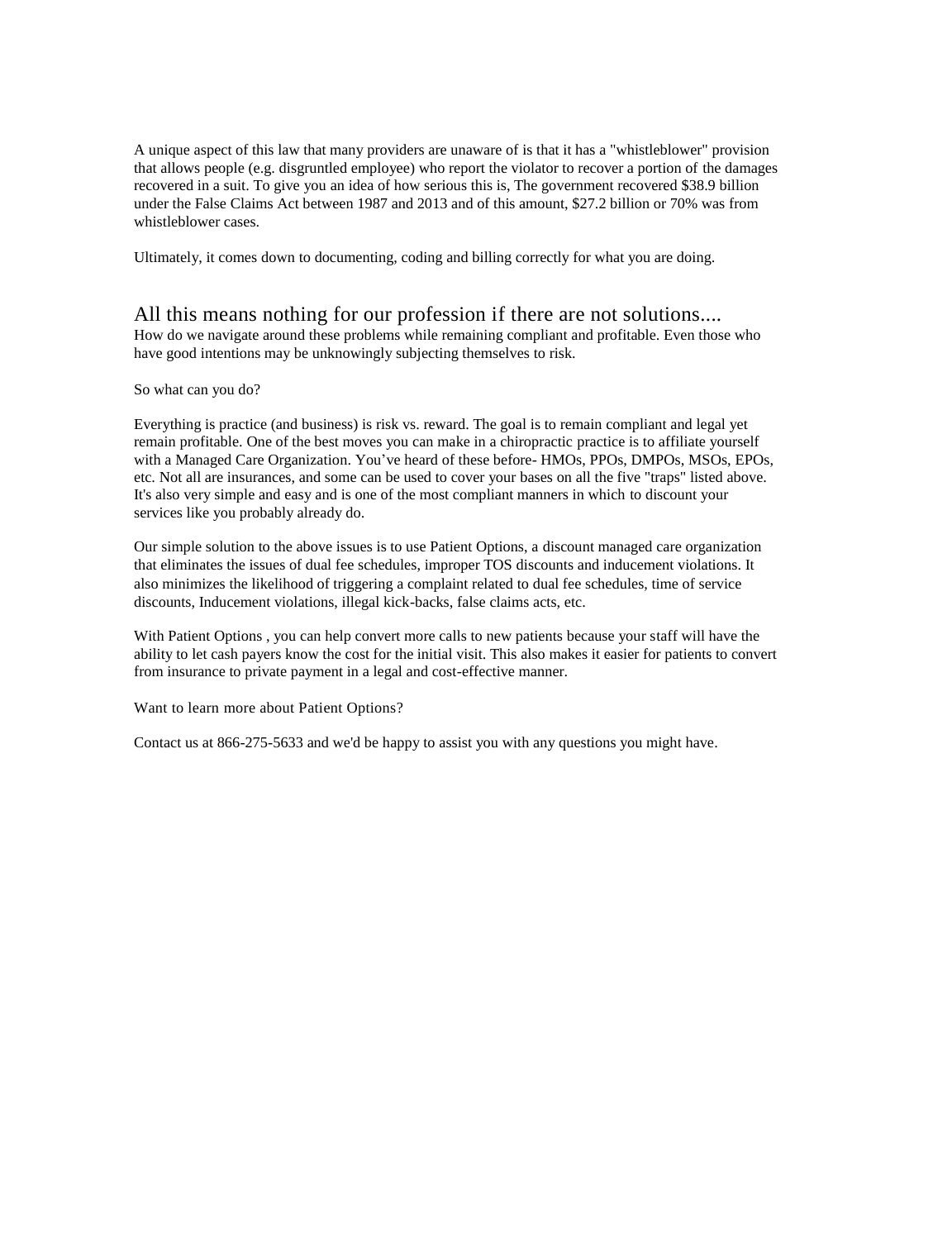A unique aspect of this law that many providers are unaware of is that it has a "whistleblower" provision that allows people (e.g. disgruntled employee) who report the violator to recover a portion of the damages recovered in a suit. To give you an idea of how serious this is, The government recovered $38.9 billion under the False Claims Act between 1987 and 2013 and of this amount, $27.2 billion or 70% was from whistleblower cases.

Ultimately, it comes down to documenting, coding and billing correctly for what you are doing.

## All this means nothing for our profession if there are not solutions....

How do we navigate around these problems while remaining compliant and profitable. Even those who have good intentions may be unknowingly subjecting themselves to risk.

So what can you do?

Everything is practice (and business) is risk vs. reward. The goal is to remain compliant and legal yet remain profitable. One of the best moves you can make in a chiropractic practice is to affiliate yourself with a Managed Care Organization. You've heard of these before- HMOs, PPOs, DMPOs, MSOs, EPOs, etc. Not all are insurances, and some can be used to cover your bases on all the five "traps" listed above. It's also very simple and easy and is one of the most compliant manners in which to discount your services like you probably already do.

Our simple solution to the above issues is to use Patient Options, a discount managed care organization that eliminates the issues of dual fee schedules, improper TOS discounts and inducement violations. It also minimizes the likelihood of triggering a complaint related to dual fee schedules, time of service discounts, Inducement violations, illegal kick-backs, false claims acts, etc.

With Patient Options , you can help convert more calls to new patients because your staff will have the ability to let cash payers know the cost for the initial visit. This also makes it easier for patients to convert from insurance to private payment in a legal and cost-effective manner.

Want to learn more about Patient Options?

Contact us at 866-275-5633 and we'd be happy to assist you with any questions you might have.